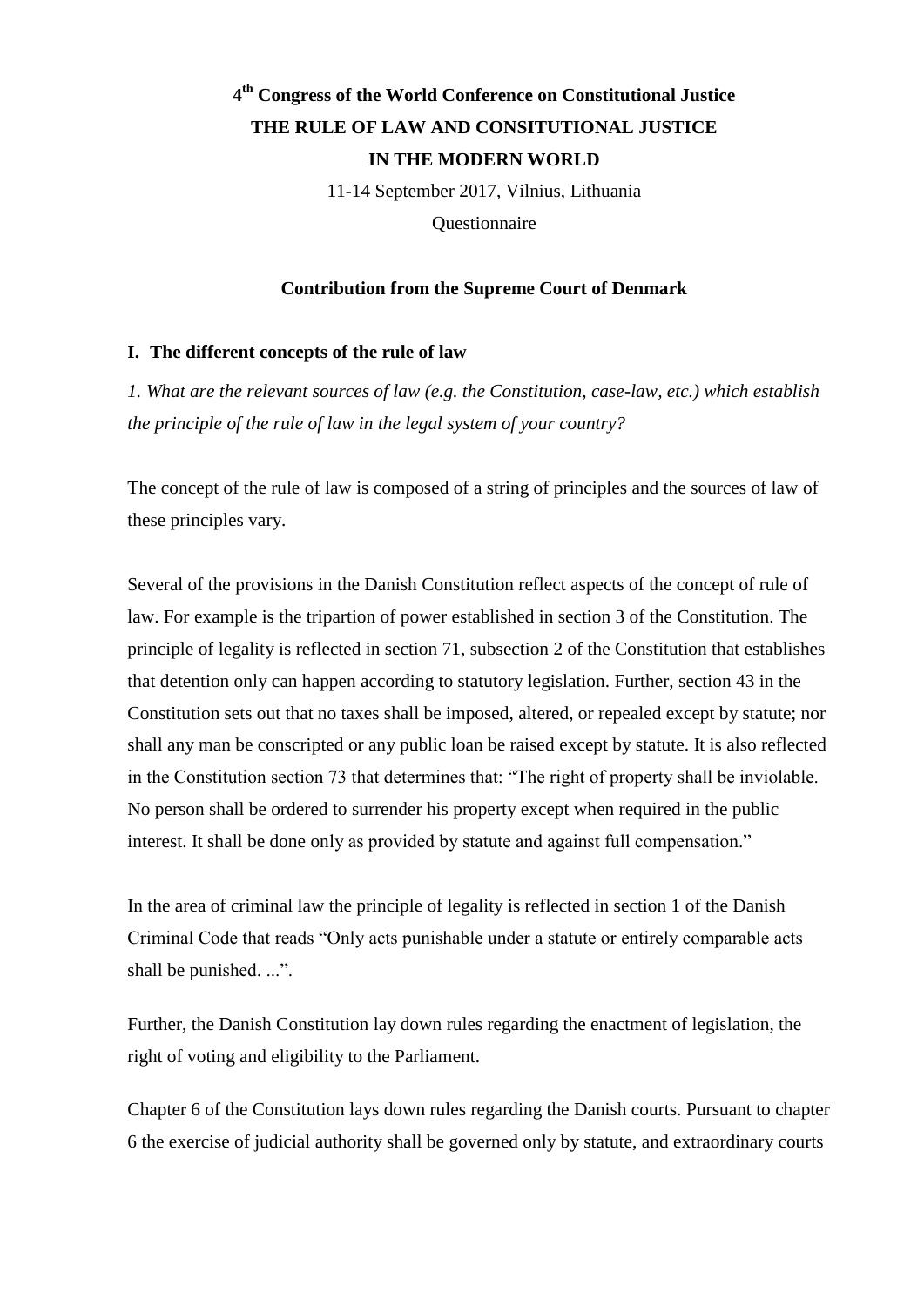# 4th Congress of the World Conference on Constitutional Justice

# THE RULE OF LAW AND CONSITUTIONAL JUSTICE IN THE MODERN WORLD

11-14 September 2017, Vilnius, Lithuania

Questionnaire

**Contribution from the Supreme Court of Denmark**

## I. The different concepts of the rule of law

*1. What are the relevant sources of law (e.g. the Constitution, case-law, etc.) which establish the principle of the rule of law in the legal system of your country?*

The concept of the rule of law is composed of a string of principles and the sources of law of these principles vary.

Several of the provisions in the Danish Constitution reflect aspects of the concept of rule of law. For example is the tripartion of power established in section 3 of the Constitution. The principle of legality is reflected in section 71, subsection 2 of the Constitution that establishes that detention only can happen according to statutory legislation. Further, section 43 in the Constitution sets out that no taxes shall be imposed, altered, or repealed except by statute; nor shall any man be conscripted or any public loan be raised except by statute. It is also reflected in the Constitution section 73 that determines that: "The right of property shall be inviolable. No person shall be ordered to surrender his property except when required in the public interest. It shall be done only as provided by statute and against full compensation."

In the area of criminal law the principle of legality is reflected in section 1 of the Danish Criminal Code that reads "Only acts punishable under a statute or entirely comparable acts shall be punished. ...".

Further, the Danish Constitution lay down rules regarding the enactment of legislation, the right of voting and eligibility to the Parliament.

Chapter 6 of the Constitution lays down rules regarding the Danish courts. Pursuant to chapter 6 the exercise of judicial authority shall be governed only by statute, and extraordinary courts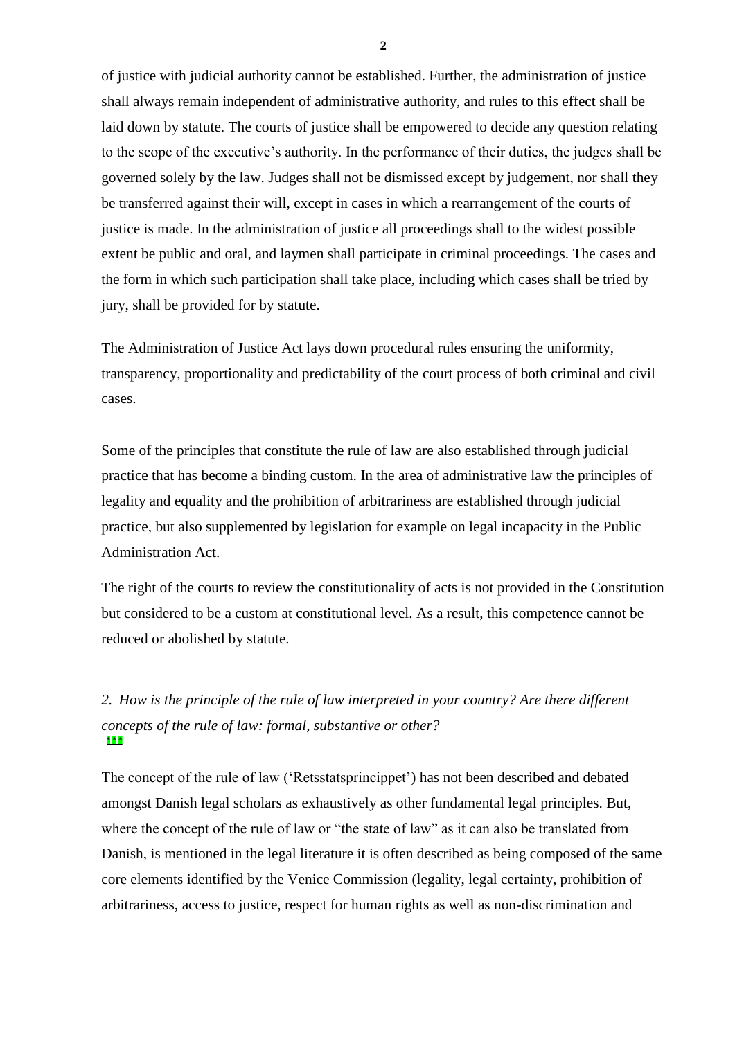of justice with judicial authority cannot be established. Further, the administration of justice shall always remain independent of administrative authority, and rules to this effect shall be laid down by statute. The courts of justice shall be empowered to decide any question relating to the scope of the executive's authority. In the performance of their duties, the judges shall be governed solely by the law. Judges shall not be dismissed except by judgement, nor shall they be transferred against their will, except in cases in which a rearrangement of the courts of justice is made. In the administration of justice all proceedings shall to the widest possible extent be public and oral, and laymen shall participate in criminal proceedings. The cases and the form in which such participation shall take place, including which cases shall be tried by jury, shall be provided for by statute.

The Administration of Justice Act lays down procedural rules ensuring the uniformity, transparency, proportionality and predictability of the court process of both criminal and civil cases.

Some of the principles that constitute the rule of law are also established through judicial practice that has become a binding custom. In the area of administrative law the principles of legality and equality and the prohibition of arbitrariness are established through judicial practice, but also supplemented by legislation for example on legal incapacity in the Public Administration Act.

The right of the courts to review the constitutionality of acts is not provided in the Constitution but considered to be a custom at constitutional level. As a result, this competence cannot be reduced or abolished by statute.

*2. How is the principle of the rule of law interpreted in your country? Are there different concepts of the rule of law: formal, substantive or other?*

The concept of the rule of law ('Retsstatsprincippet') has not been described and debated amongst Danish legal scholars as exhaustively as other fundamental legal principles. But, where the concept of the rule of law or "the state of law" as it can also be translated from Danish, is mentioned in the legal literature it is often described as being composed of the same core elements identified by the Venice Commission (legality, legal certainty, prohibition of arbitrariness, access to justice, respect for human rights as well as non-discrimination and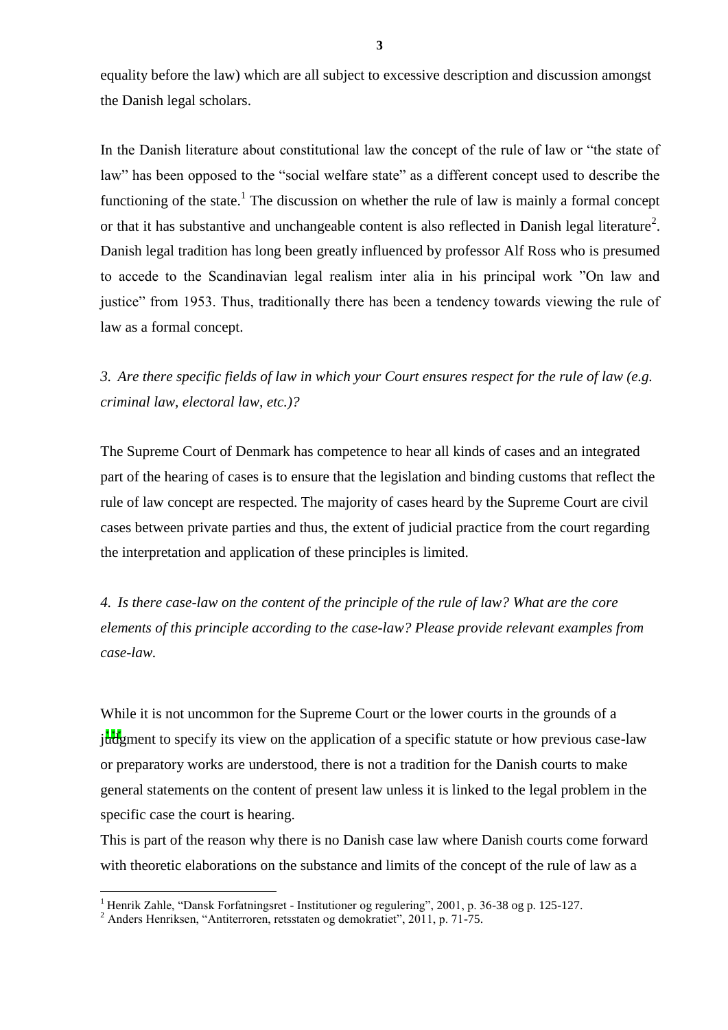equality before the law) which are all subject to excessive description and discussion amongst the Danish legal scholars.

In the Danish literature about constitutional law the concept of the rule of law or "the state of law" has been opposed to the "social welfare state" as a different concept used to describe the functioning of the state.[1] The discussion on whether the rule of law is mainly a formal concept or that it has substantive and unchangeable content is also reflected in Danish legal literature[2]. Danish legal tradition has long been greatly influenced by professor Alf Ross who is presumed to accede to the Scandinavian legal realism inter alia in his principal work "On law and justice" from 1953. Thus, traditionally there has been a tendency towards viewing the rule of law as a formal concept.

*3. Are there specific fields of law in which your Court ensures respect for the rule of law (e.g. criminal law, electoral law, etc.)?*

The Supreme Court of Denmark has competence to hear all kinds of cases and an integrated part of the hearing of cases is to ensure that the legislation and binding customs that reflect the rule of law concept are respected. The majority of cases heard by the Supreme Court are civil cases between private parties and thus, the extent of judicial practice from the court regarding the interpretation and application of these principles is limited.

*4. Is there case-law on the content of the principle of the rule of law? What are the core elements of this principle according to the case-law? Please provide relevant examples from case-law.*

While it is not uncommon for the Supreme Court or the lower courts in the grounds of a judgment to specify its view on the application of a specific statute or how previous case-law or preparatory works are understood, there is not a tradition for the Danish courts to make general statements on the content of present law unless it is linked to the legal problem in the specific case the court is hearing.

This is part of the reason why there is no Danish case law where Danish courts come forward with theoretic elaborations on the substance and limits of the concept of the rule of law as a

[1] Henrik Zahle, "Dansk Forfatningsret - Institutioner og regulering", 2001, p. 36-38 og p. 125-127.

[2] Anders Henriksen, "Antiterroren, retsstaten og demokratiet", 2011, p. 71-75.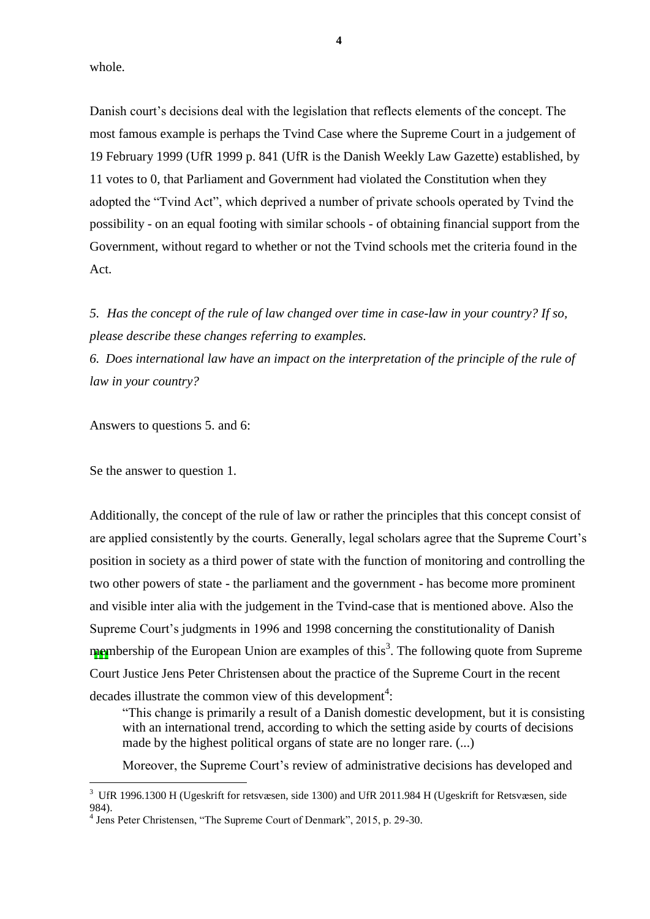whole.

Danish court's decisions deal with the legislation that reflects elements of the concept. The most famous example is perhaps the Tvind Case where the Supreme Court in a judgement of 19 February 1999 (UfR 1999 p. 841 (UfR is the Danish Weekly Law Gazette) established, by 11 votes to 0, that Parliament and Government had violated the Constitution when they adopted the "Tvind Act", which deprived a number of private schools operated by Tvind the possibility - on an equal footing with similar schools - of obtaining financial support from the Government, without regard to whether or not the Tvind schools met the criteria found in the Act.

*5. Has the concept of the rule of law changed over time in case-law in your country? If so, please describe these changes referring to examples.*

*6. Does international law have an impact on the interpretation of the principle of the rule of law in your country?*

Answers to questions 5. and 6:

Se the answer to question 1.

Additionally, the concept of the rule of law or rather the principles that this concept consist of are applied consistently by the courts. Generally, legal scholars agree that the Supreme Court's position in society as a third power of state with the function of monitoring and controlling the two other powers of state - the parliament and the government - has become more prominent and visible inter alia with the judgement in the Tvind-case that is mentioned above. Also the Supreme Court's judgments in 1996 and 1998 concerning the constitutionality of Danish membership of the European Union are examples of this[3]. The following quote from Supreme Court Justice Jens Peter Christensen about the practice of the Supreme Court in the recent decades illustrate the common view of this development[4]:

> "This change is primarily a result of a Danish domestic development, but it is consisting with an international trend, according to which the setting aside by courts of decisions made by the highest political organs of state are no longer rare. (...)
>
> Moreover, the Supreme Court's review of administrative decisions has developed and

[3] UfR 1996.1300 H (Ugeskrift for retsvæsen, side 1300) and UfR 2011.984 H (Ugeskrift for Retsvæsen, side 984).

[4] Jens Peter Christensen, "The Supreme Court of Denmark", 2015, p. 29-30.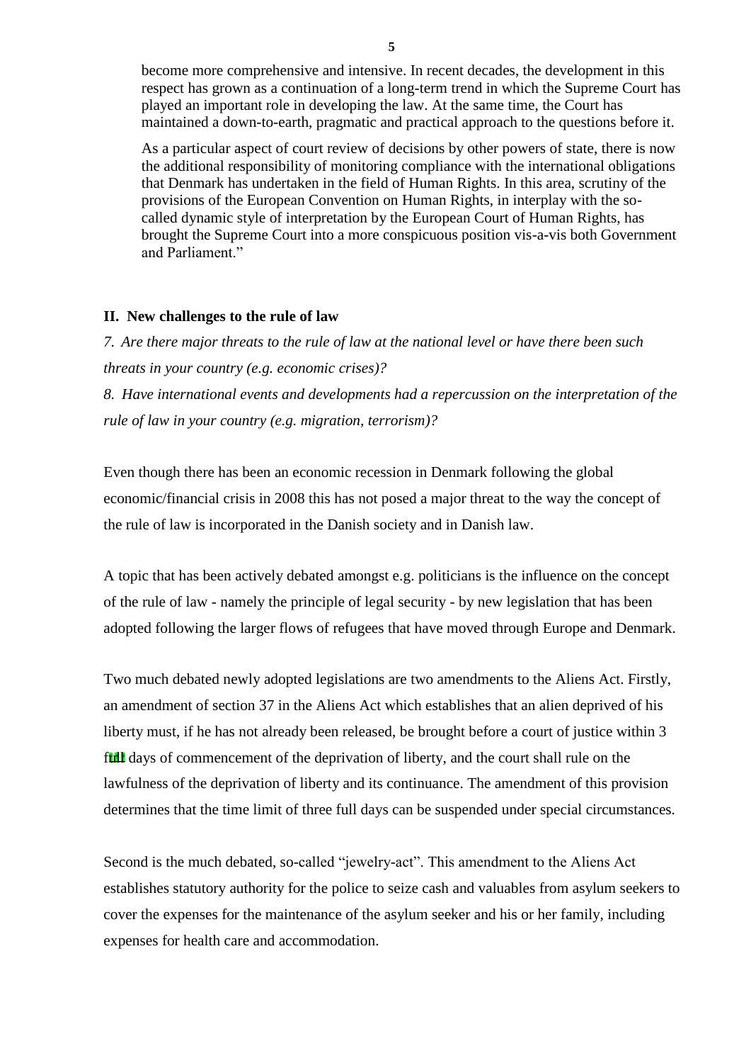become more comprehensive and intensive. In recent decades, the development in this respect has grown as a continuation of a long-term trend in which the Supreme Court has played an important role in developing the law. At the same time, the Court has maintained a down-to-earth, pragmatic and practical approach to the questions before it.

As a particular aspect of court review of decisions by other powers of state, there is now the additional responsibility of monitoring compliance with the international obligations that Denmark has undertaken in the field of Human Rights. In this area, scrutiny of the provisions of the European Convention on Human Rights, in interplay with the so-called dynamic style of interpretation by the European Court of Human Rights, has brought the Supreme Court into a more conspicuous position vis-a-vis both Government and Parliament."

## II. New challenges to the rule of law

*7. Are there major threats to the rule of law at the national level or have there been such threats in your country (e.g. economic crises)?*

*8. Have international events and developments had a repercussion on the interpretation of the rule of law in your country (e.g. migration, terrorism)?*

Even though there has been an economic recession in Denmark following the global economic/financial crisis in 2008 this has not posed a major threat to the way the concept of the rule of law is incorporated in the Danish society and in Danish law.

A topic that has been actively debated amongst e.g. politicians is the influence on the concept of the rule of law - namely the principle of legal security - by new legislation that has been adopted following the larger flows of refugees that have moved through Europe and Denmark.

Two much debated newly adopted legislations are two amendments to the Aliens Act. Firstly, an amendment of section 37 in the Aliens Act which establishes that an alien deprived of his liberty must, if he has not already been released, be brought before a court of justice within 3 full days of commencement of the deprivation of liberty, and the court shall rule on the lawfulness of the deprivation of liberty and its continuance. The amendment of this provision determines that the time limit of three full days can be suspended under special circumstances.

Second is the much debated, so-called "jewelry-act". This amendment to the Aliens Act establishes statutory authority for the police to seize cash and valuables from asylum seekers to cover the expenses for the maintenance of the asylum seeker and his or her family, including expenses for health care and accommodation.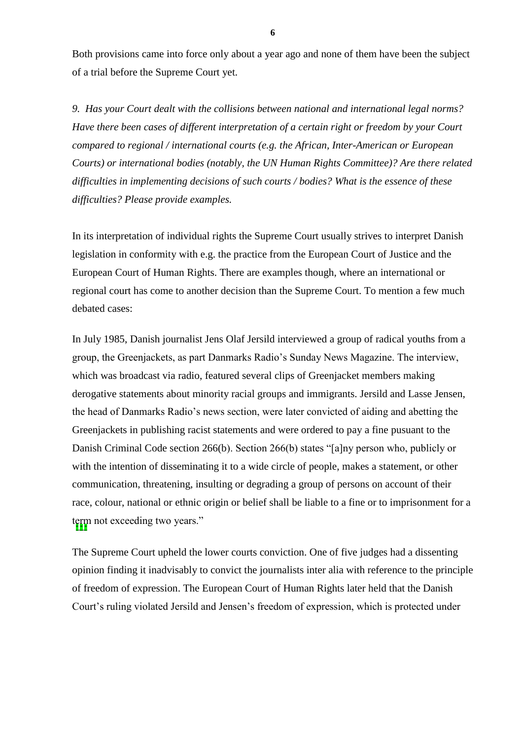Both provisions came into force only about a year ago and none of them have been the subject of a trial before the Supreme Court yet.

*9. Has your Court dealt with the collisions between national and international legal norms? Have there been cases of different interpretation of a certain right or freedom by your Court compared to regional / international courts (e.g. the African, Inter-American or European Courts) or international bodies (notably, the UN Human Rights Committee)? Are there related difficulties in implementing decisions of such courts / bodies? What is the essence of these difficulties? Please provide examples.*

In its interpretation of individual rights the Supreme Court usually strives to interpret Danish legislation in conformity with e.g. the practice from the European Court of Justice and the European Court of Human Rights. There are examples though, where an international or regional court has come to another decision than the Supreme Court. To mention a few much debated cases:

In July 1985, Danish journalist Jens Olaf Jersild interviewed a group of radical youths from a group, the Greenjackets, as part Danmarks Radio's Sunday News Magazine. The interview, which was broadcast via radio, featured several clips of Greenjacket members making derogative statements about minority racial groups and immigrants. Jersild and Lasse Jensen, the head of Danmarks Radio's news section, were later convicted of aiding and abetting the Greenjackets in publishing racist statements and were ordered to pay a fine pusuant to the Danish Criminal Code section 266(b). Section 266(b) states "[a]ny person who, publicly or with the intention of disseminating it to a wide circle of people, makes a statement, or other communication, threatening, insulting or degrading a group of persons on account of their race, colour, national or ethnic origin or belief shall be liable to a fine or to imprisonment for a term not exceeding two years."

The Supreme Court upheld the lower courts conviction. One of five judges had a dissenting opinion finding it inadvisably to convict the journalists inter alia with reference to the principle of freedom of expression. The European Court of Human Rights later held that the Danish Court's ruling violated Jersild and Jensen's freedom of expression, which is protected under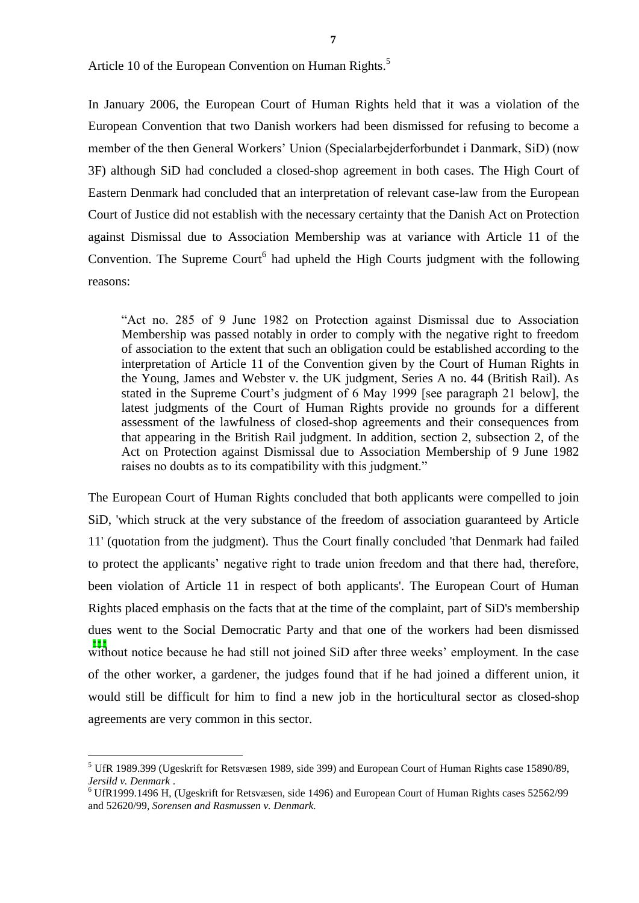Article 10 of the European Convention on Human Rights.[5]

In January 2006, the European Court of Human Rights held that it was a violation of the European Convention that two Danish workers had been dismissed for refusing to become a member of the then General Workers' Union (Specialarbejderforbundet i Danmark, SiD) (now 3F) although SiD had concluded a closed-shop agreement in both cases. The High Court of Eastern Denmark had concluded that an interpretation of relevant case-law from the European Court of Justice did not establish with the necessary certainty that the Danish Act on Protection against Dismissal due to Association Membership was at variance with Article 11 of the Convention. The Supreme Court[6] had upheld the High Courts judgment with the following reasons:

> "Act no. 285 of 9 June 1982 on Protection against Dismissal due to Association Membership was passed notably in order to comply with the negative right to freedom of association to the extent that such an obligation could be established according to the interpretation of Article 11 of the Convention given by the Court of Human Rights in the Young, James and Webster v. the UK judgment, Series A no. 44 (British Rail). As stated in the Supreme Court's judgment of 6 May 1999 [see paragraph 21 below], the latest judgments of the Court of Human Rights provide no grounds for a different assessment of the lawfulness of closed-shop agreements and their consequences from that appearing in the British Rail judgment. In addition, section 2, subsection 2, of the Act on Protection against Dismissal due to Association Membership of 9 June 1982 raises no doubts as to its compatibility with this judgment."

The European Court of Human Rights concluded that both applicants were compelled to join SiD, 'which struck at the very substance of the freedom of association guaranteed by Article 11' (quotation from the judgment). Thus the Court finally concluded 'that Denmark had failed to protect the applicants' negative right to trade union freedom and that there had, therefore, been violation of Article 11 in respect of both applicants'. The European Court of Human Rights placed emphasis on the facts that at the time of the complaint, part of SiD's membership dues went to the Social Democratic Party and that one of the workers had been dismissed without notice because he had still not joined SiD after three weeks' employment. In the case of the other worker, a gardener, the judges found that if he had joined a different union, it would still be difficult for him to find a new job in the horticultural sector as closed-shop agreements are very common in this sector.

---

[5] UfR 1989.399 (Ugeskrift for Retsvæsen 1989, side 399) and European Court of Human Rights case 15890/89, *Jersild v. Denmark* .

[6] UfR1999.1496 H, (Ugeskrift for Retsvæsen, side 1496) and European Court of Human Rights cases 52562/99 and 52620/99, *Sorensen and Rasmussen v. Denmark.*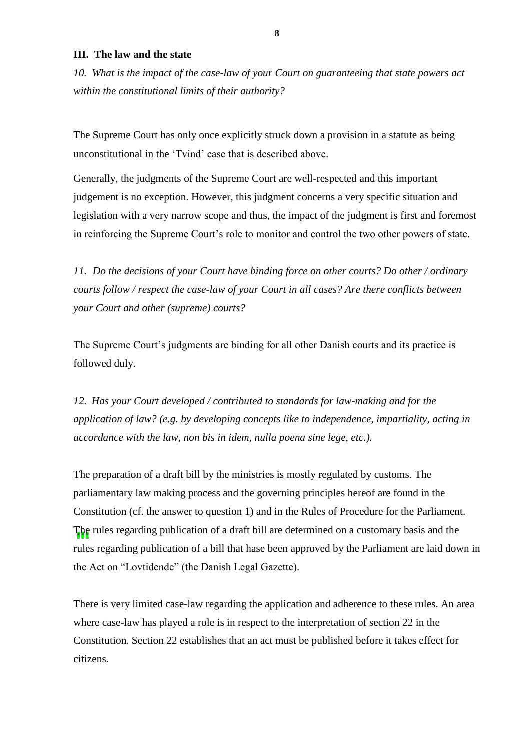## III. The law and the state

*10. What is the impact of the case-law of your Court on guaranteeing that state powers act within the constitutional limits of their authority?*

The Supreme Court has only once explicitly struck down a provision in a statute as being unconstitutional in the 'Tvind' case that is described above.

Generally, the judgments of the Supreme Court are well-respected and this important judgement is no exception. However, this judgment concerns a very specific situation and legislation with a very narrow scope and thus, the impact of the judgment is first and foremost in reinforcing the Supreme Court's role to monitor and control the two other powers of state.

*11. Do the decisions of your Court have binding force on other courts? Do other / ordinary courts follow / respect the case-law of your Court in all cases? Are there conflicts between your Court and other (supreme) courts?*

The Supreme Court's judgments are binding for all other Danish courts and its practice is followed duly.

*12. Has your Court developed / contributed to standards for law-making and for the application of law? (e.g. by developing concepts like to independence, impartiality, acting in accordance with the law, non bis in idem, nulla poena sine lege, etc.).*

The preparation of a draft bill by the ministries is mostly regulated by customs. The parliamentary law making process and the governing principles hereof are found in the Constitution (cf. the answer to question 1) and in the Rules of Procedure for the Parliament. The rules regarding publication of a draft bill are determined on a customary basis and the rules regarding publication of a bill that hase been approved by the Parliament are laid down in the Act on "Lovtidende" (the Danish Legal Gazette).

There is very limited case-law regarding the application and adherence to these rules. An area where case-law has played a role is in respect to the interpretation of section 22 in the Constitution. Section 22 establishes that an act must be published before it takes effect for citizens.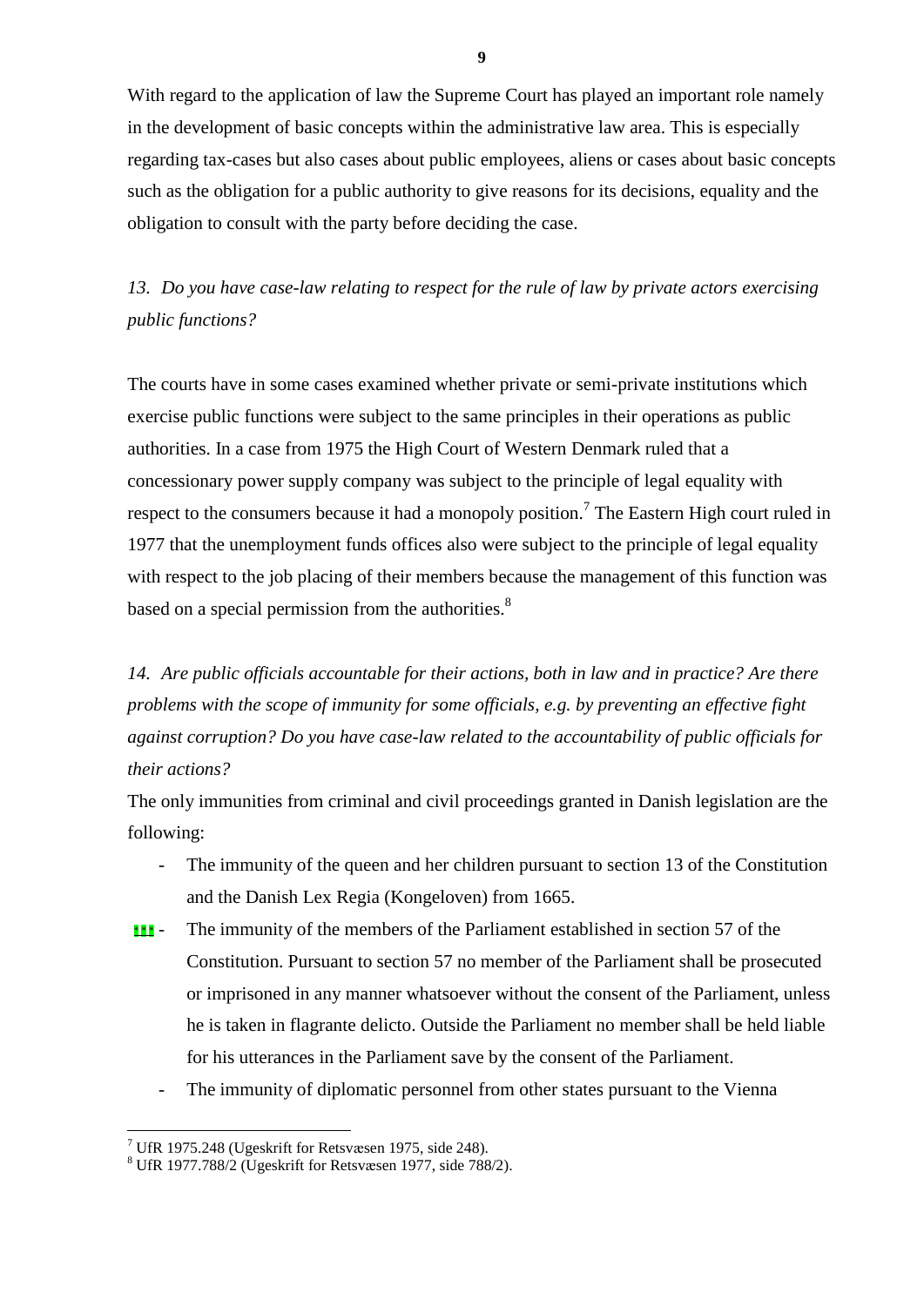With regard to the application of law the Supreme Court has played an important role namely in the development of basic concepts within the administrative law area. This is especially regarding tax-cases but also cases about public employees, aliens or cases about basic concepts such as the obligation for a public authority to give reasons for its decisions, equality and the obligation to consult with the party before deciding the case.

*13. Do you have case-law relating to respect for the rule of law by private actors exercising public functions?*

The courts have in some cases examined whether private or semi-private institutions which exercise public functions were subject to the same principles in their operations as public authorities. In a case from 1975 the High Court of Western Denmark ruled that a concessionary power supply company was subject to the principle of legal equality with respect to the consumers because it had a monopoly position.[7] The Eastern High court ruled in 1977 that the unemployment funds offices also were subject to the principle of legal equality with respect to the job placing of their members because the management of this function was based on a special permission from the authorities.[8]

*14. Are public officials accountable for their actions, both in law and in practice? Are there problems with the scope of immunity for some officials, e.g. by preventing an effective fight against corruption? Do you have case-law related to the accountability of public officials for their actions?*

The only immunities from criminal and civil proceedings granted in Danish legislation are the following:

- The immunity of the queen and her children pursuant to section 13 of the Constitution and the Danish Lex Regia (Kongeloven) from 1665.
- The immunity of the members of the Parliament established in section 57 of the Constitution. Pursuant to section 57 no member of the Parliament shall be prosecuted or imprisoned in any manner whatsoever without the consent of the Parliament, unless he is taken in flagrante delicto. Outside the Parliament no member shall be held liable for his utterances in the Parliament save by the consent of the Parliament.
- The immunity of diplomatic personnel from other states pursuant to the Vienna

[7] UfR 1975.248 (Ugeskrift for Retsvæsen 1975, side 248).

[8] UfR 1977.788/2 (Ugeskrift for Retsvæsen 1977, side 788/2).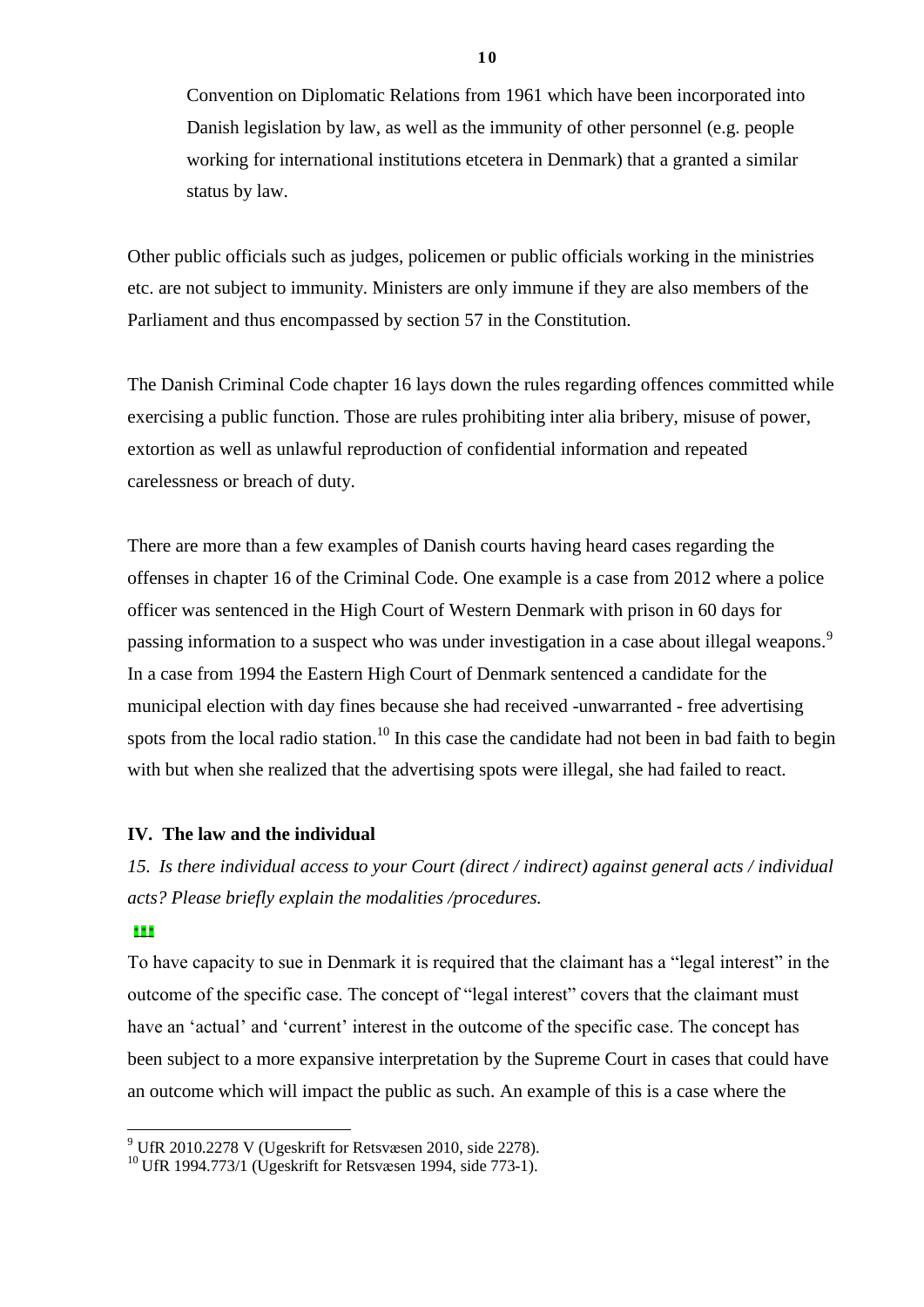Convention on Diplomatic Relations from 1961 which have been incorporated into Danish legislation by law, as well as the immunity of other personnel (e.g. people working for international institutions etcetera in Denmark) that a granted a similar status by law.

Other public officials such as judges, policemen or public officials working in the ministries etc. are not subject to immunity. Ministers are only immune if they are also members of the Parliament and thus encompassed by section 57 in the Constitution.

The Danish Criminal Code chapter 16 lays down the rules regarding offences committed while exercising a public function. Those are rules prohibiting inter alia bribery, misuse of power, extortion as well as unlawful reproduction of confidential information and repeated carelessness or breach of duty.

There are more than a few examples of Danish courts having heard cases regarding the offenses in chapter 16 of the Criminal Code. One example is a case from 2012 where a police officer was sentenced in the High Court of Western Denmark with prison in 60 days for passing information to a suspect who was under investigation in a case about illegal weapons.[9] In a case from 1994 the Eastern High Court of Denmark sentenced a candidate for the municipal election with day fines because she had received -unwarranted - free advertising spots from the local radio station.[10] In this case the candidate had not been in bad faith to begin with but when she realized that the advertising spots were illegal, she had failed to react.

### IV. The law and the individual

*15. Is there individual access to your Court (direct / indirect) against general acts / individual acts? Please briefly explain the modalities /procedures.*

***

To have capacity to sue in Denmark it is required that the claimant has a "legal interest" in the outcome of the specific case. The concept of "legal interest" covers that the claimant must have an 'actual' and 'current' interest in the outcome of the specific case. The concept has been subject to a more expansive interpretation by the Supreme Court in cases that could have an outcome which will impact the public as such. An example of this is a case where the

---

[9] UfR 2010.2278 V (Ugeskrift for Retsvæsen 2010, side 2278).

[10] UfR 1994.773/1 (Ugeskrift for Retsvæsen 1994, side 773-1).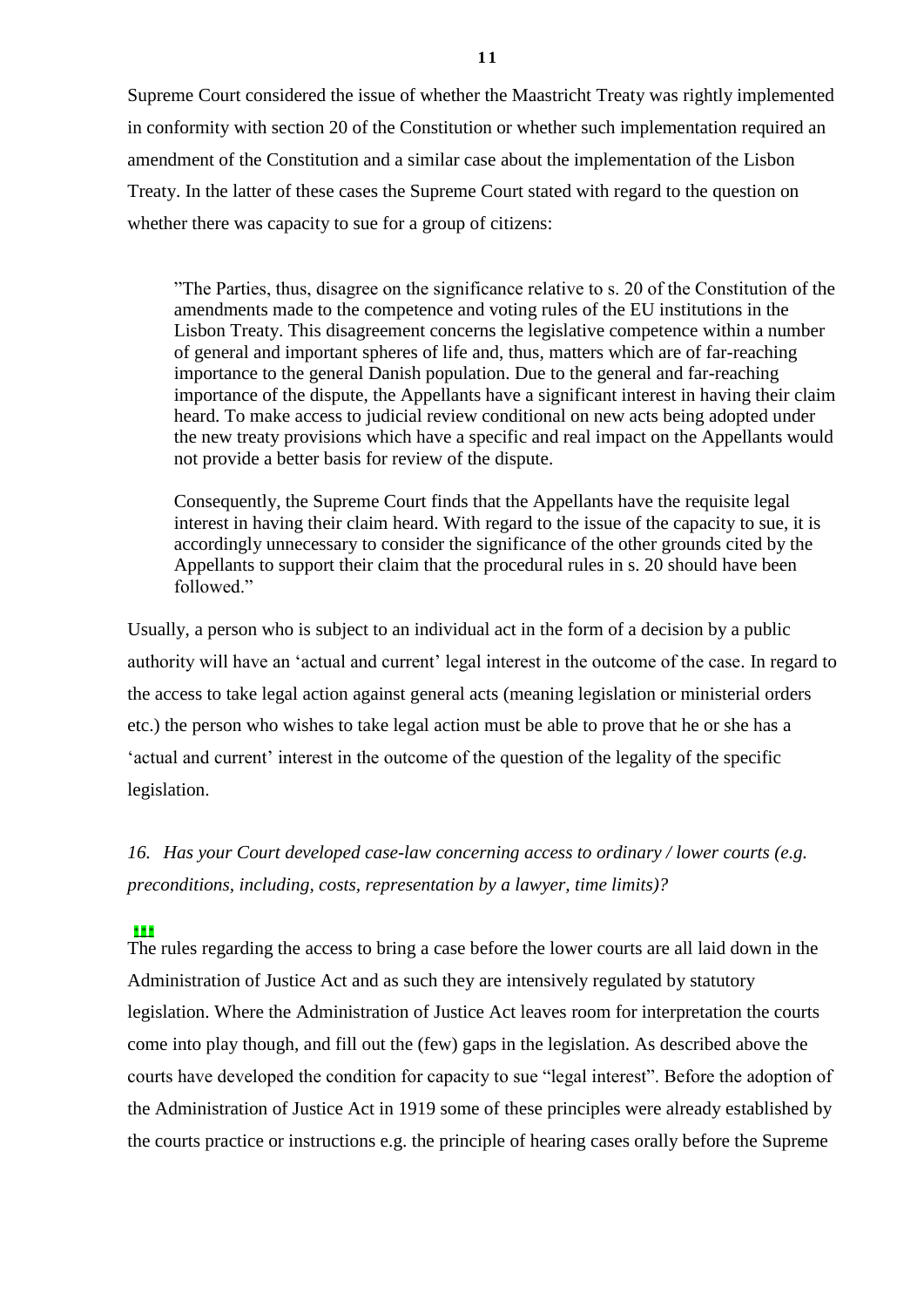Supreme Court considered the issue of whether the Maastricht Treaty was rightly implemented in conformity with section 20 of the Constitution or whether such implementation required an amendment of the Constitution and a similar case about the implementation of the Lisbon Treaty. In the latter of these cases the Supreme Court stated with regard to the question on whether there was capacity to sue for a group of citizens:

> ”The Parties, thus, disagree on the significance relative to s. 20 of the Constitution of the amendments made to the competence and voting rules of the EU institutions in the Lisbon Treaty. This disagreement concerns the legislative competence within a number of general and important spheres of life and, thus, matters which are of far-reaching importance to the general Danish population. Due to the general and far-reaching importance of the dispute, the Appellants have a significant interest in having their claim heard. To make access to judicial review conditional on new acts being adopted under the new treaty provisions which have a specific and real impact on the Appellants would not provide a better basis for review of the dispute.
>
> Consequently, the Supreme Court finds that the Appellants have the requisite legal interest in having their claim heard. With regard to the issue of the capacity to sue, it is accordingly unnecessary to consider the significance of the other grounds cited by the Appellants to support their claim that the procedural rules in s. 20 should have been followed."

Usually, a person who is subject to an individual act in the form of a decision by a public authority will have an 'actual and current' legal interest in the outcome of the case. In regard to the access to take legal action against general acts (meaning legislation or ministerial orders etc.) the person who wishes to take legal action must be able to prove that he or she has a 'actual and current' interest in the outcome of the question of the legality of the specific legislation.

*16. Has your Court developed case-law concerning access to ordinary / lower courts (e.g. preconditions, including, costs, representation by a lawyer, time limits)?*

The rules regarding the access to bring a case before the lower courts are all laid down in the Administration of Justice Act and as such they are intensively regulated by statutory legislation. Where the Administration of Justice Act leaves room for interpretation the courts come into play though, and fill out the (few) gaps in the legislation. As described above the courts have developed the condition for capacity to sue "legal interest". Before the adoption of the Administration of Justice Act in 1919 some of these principles were already established by the courts practice or instructions e.g. the principle of hearing cases orally before the Supreme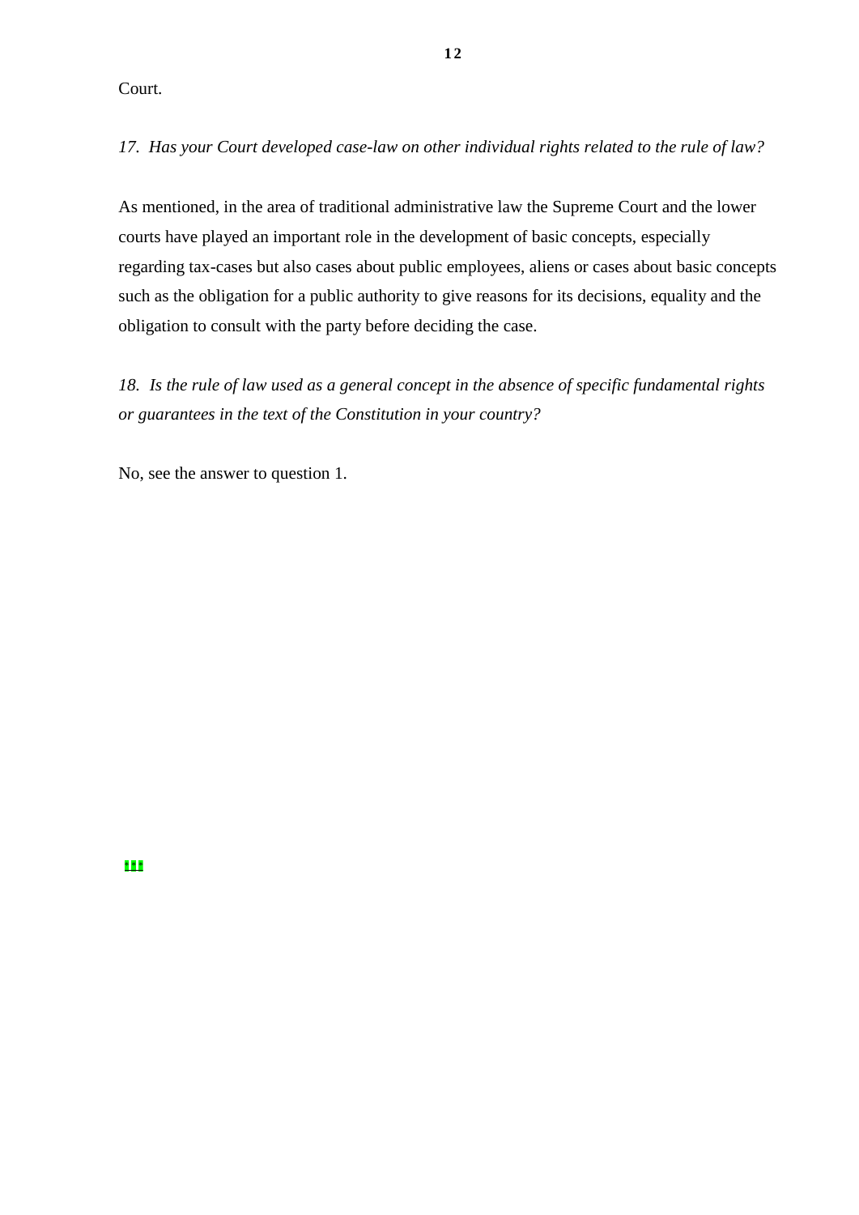Court.

*17. Has your Court developed case-law on other individual rights related to the rule of law?*

As mentioned, in the area of traditional administrative law the Supreme Court and the lower courts have played an important role in the development of basic concepts, especially regarding tax-cases but also cases about public employees, aliens or cases about basic concepts such as the obligation for a public authority to give reasons for its decisions, equality and the obligation to consult with the party before deciding the case.

*18. Is the rule of law used as a general concept in the absence of specific fundamental rights or guarantees in the text of the Constitution in your country?*

No, see the answer to question 1.

***